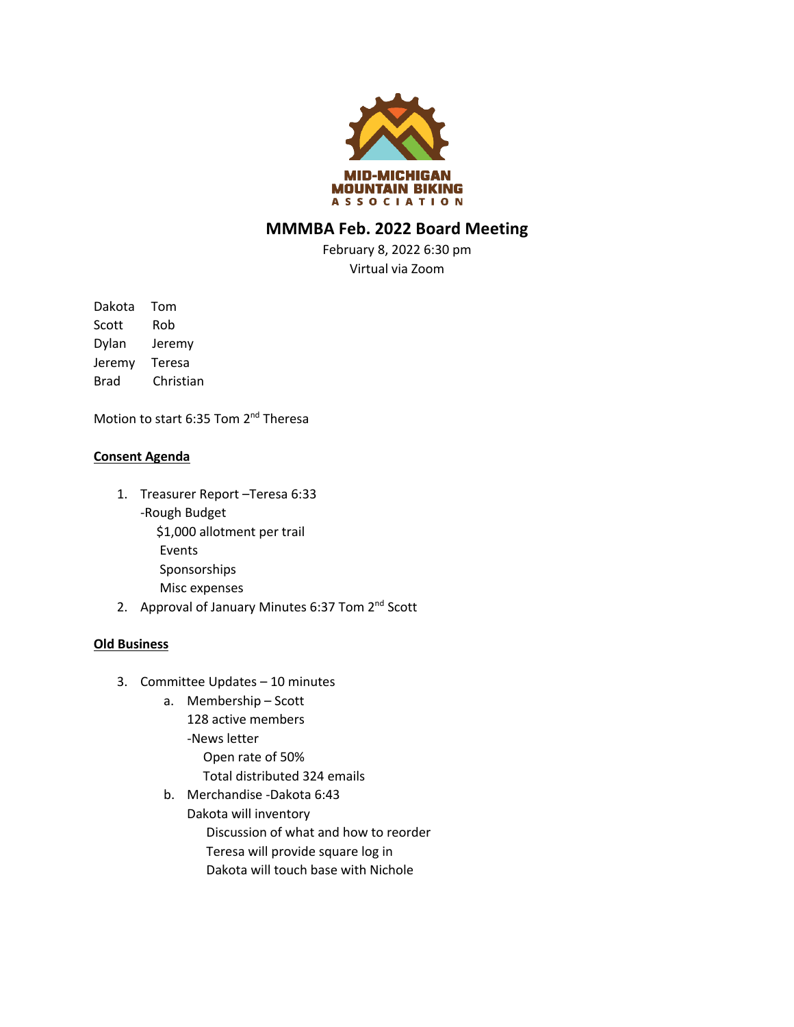MID-MICHIGAN
MOUNTAIN BIKING
ASSOCIATION

# MMMBA Feb. 2022 Board Meeting

February 8, 2022 6:30 pm
Virtual via Zoom

| | |
|---|---|
| Dakota | Tom |
| Scott | Rob |
| Dylan | Jeremy |
| Jeremy | Teresa |
| Brad | Christian |

Motion to start 6:35 Tom 2nd Theresa

**Consent Agenda**

1. Treasurer Report –Teresa 6:33
   - Rough Budget
     - $1,000 allotment per trail
     - Events
     - Sponsorships
     - Misc expenses
2. Approval of January Minutes 6:37 Tom 2nd Scott

**Old Business**

3. Committee Updates – 10 minutes
   a. Membership – Scott
      - 128 active members
      - News letter
        - Open rate of 50%
        - Total distributed 324 emails

   b. Merchandise -Dakota 6:43
      - Dakota will inventory
        - Discussion of what and how to reorder
        - Teresa will provide square log in
        - Dakota will touch base with Nichole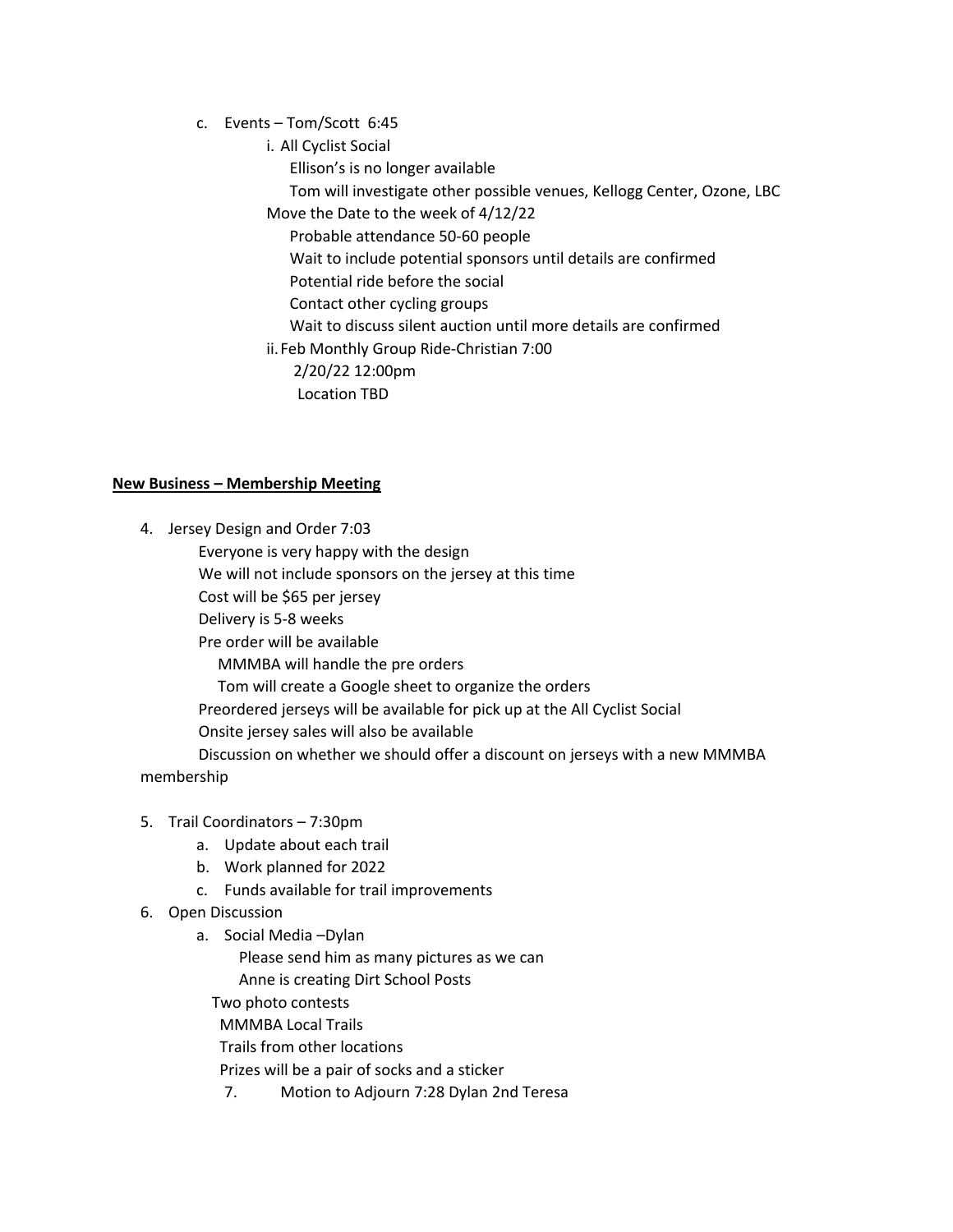c. Events – Tom/Scott 6:45

   i. All Cyclist Social

      Ellison's is no longer available

      Tom will investigate other possible venues, Kellogg Center, Ozone, LBC

   Move the Date to the week of 4/12/22

      Probable attendance 50-60 people

      Wait to include potential sponsors until details are confirmed

      Potential ride before the social

      Contact other cycling groups

      Wait to discuss silent auction until more details are confirmed

   ii. Feb Monthly Group Ride-Christian 7:00

      2/20/22 12:00pm

      Location TBD

**New Business – Membership Meeting**

4. Jersey Design and Order 7:03

   Everyone is very happy with the design

   We will not include sponsors on the jersey at this time

   Cost will be $65 per jersey

   Delivery is 5-8 weeks

   Pre order will be available

      MMMBA will handle the pre orders

      Tom will create a Google sheet to organize the orders

   Preordered jerseys will be available for pick up at the All Cyclist Social

   Onsite jersey sales will also be available

   Discussion on whether we should offer a discount on jerseys with a new MMMBA membership

5. Trail Coordinators – 7:30pm
   a. Update about each trail
   b. Work planned for 2022
   c. Funds available for trail improvements
6. Open Discussion
   a. Social Media –Dylan

      Please send him as many pictures as we can

      Anne is creating Dirt School Posts

   Two photo contests

   MMMBA Local Trails

   Trails from other locations

   Prizes will be a pair of socks and a sticker

7. Motion to Adjourn 7:28 Dylan 2nd Teresa